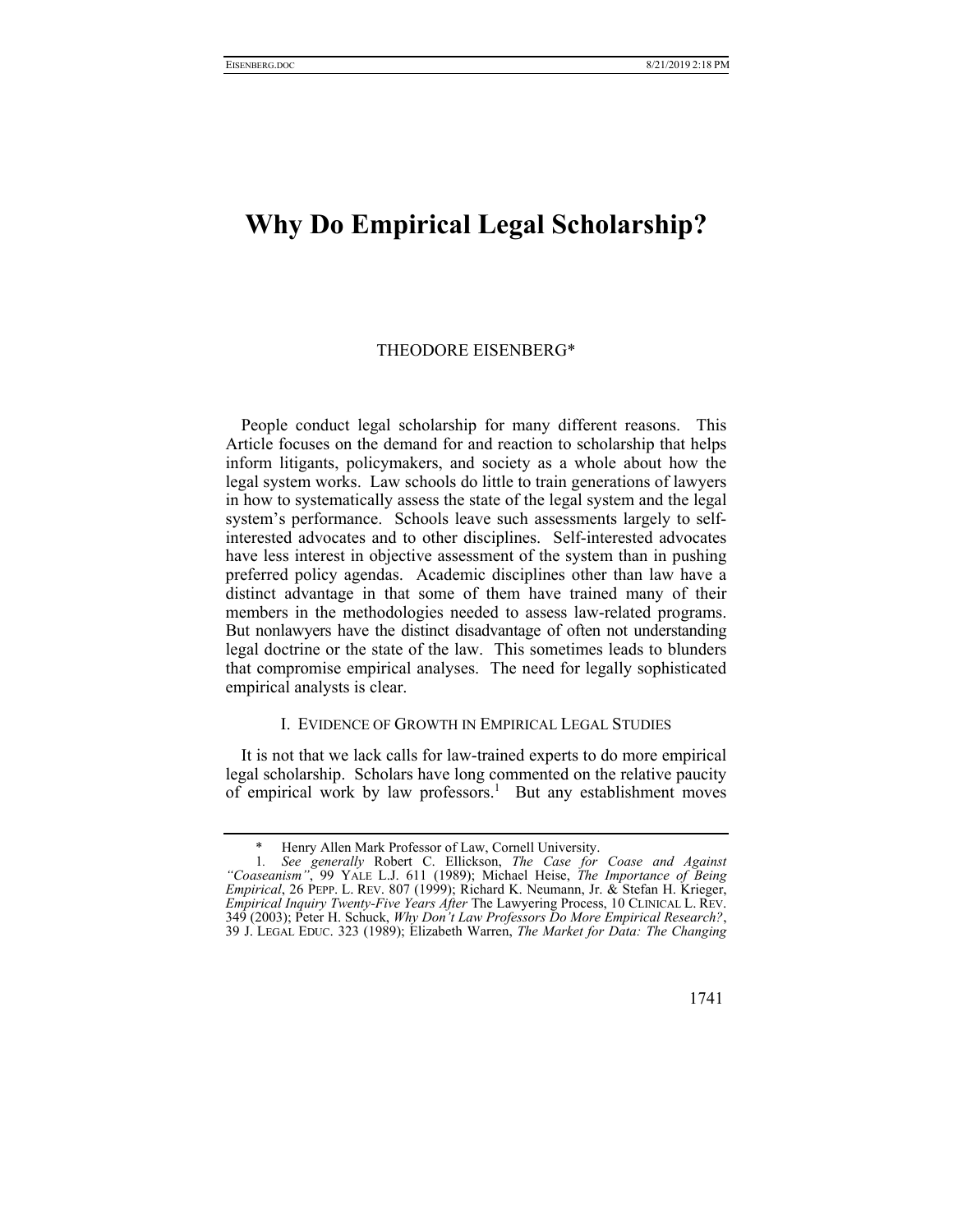# Why Do Empirical Legal Scholarship?

THEODORE EISENBERG*

People conduct legal scholarship for many different reasons. This Article focuses on the demand for and reaction to scholarship that helps inform litigants, policymakers, and society as a whole about how the legal system works. Law schools do little to train generations of lawyers in how to systematically assess the state of the legal system and the legal system's performance. Schools leave such assessments largely to self-interested advocates and to other disciplines. Self-interested advocates have less interest in objective assessment of the system than in pushing preferred policy agendas. Academic disciplines other than law have a distinct advantage in that some of them have trained many of their members in the methodologies needed to assess law-related programs. But nonlawyers have the distinct disadvantage of often not understanding legal doctrine or the state of the law. This sometimes leads to blunders that compromise empirical analyses. The need for legally sophisticated empirical analysts is clear.

## I. EVIDENCE OF GROWTH IN EMPIRICAL LEGAL STUDIES

It is not that we lack calls for law-trained experts to do more empirical legal scholarship. Scholars have long commented on the relative paucity of empirical work by law professors.[1] But any establishment moves

---

\* Henry Allen Mark Professor of Law, Cornell University.

1. *See generally* Robert C. Ellickson, *The Case for Coase and Against "Coaseanism"*, 99 YALE L.J. 611 (1989); Michael Heise, *The Importance of Being Empirical*, 26 PEPP. L. REV. 807 (1999); Richard K. Neumann, Jr. & Stefan H. Krieger, *Empirical Inquiry Twenty-Five Years After* The Lawyering Process, 10 CLINICAL L. REV. 349 (2003); Peter H. Schuck, *Why Don't Law Professors Do More Empirical Research?*, 39 J. LEGAL EDUC. 323 (1989); Elizabeth Warren, *The Market for Data: The Changing*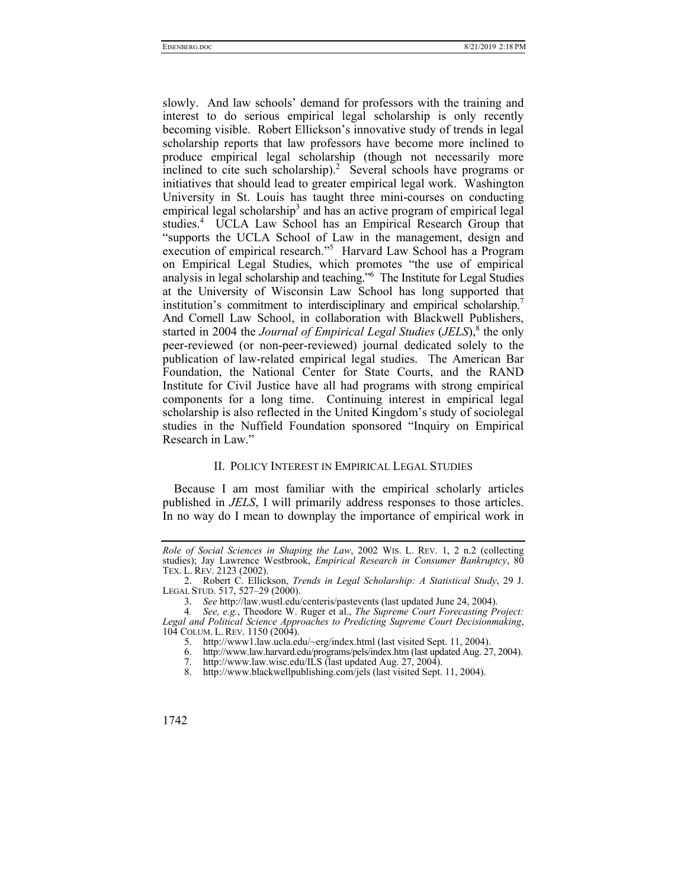slowly. And law schools' demand for professors with the training and interest to do serious empirical legal scholarship is only recently becoming visible. Robert Ellickson's innovative study of trends in legal scholarship reports that law professors have become more inclined to produce empirical legal scholarship (though not necessarily more inclined to cite such scholarship).[2] Several schools have programs or initiatives that should lead to greater empirical legal work. Washington University in St. Louis has taught three mini-courses on conducting empirical legal scholarship[3] and has an active program of empirical legal studies.[4] UCLA Law School has an Empirical Research Group that "supports the UCLA School of Law in the management, design and execution of empirical research."[5] Harvard Law School has a Program on Empirical Legal Studies, which promotes "the use of empirical analysis in legal scholarship and teaching."[6] The Institute for Legal Studies at the University of Wisconsin Law School has long supported that institution's commitment to interdisciplinary and empirical scholarship.[7] And Cornell Law School, in collaboration with Blackwell Publishers, started in 2004 the *Journal of Empirical Legal Studies* (*JELS*),[8] the only peer-reviewed (or non-peer-reviewed) journal dedicated solely to the publication of law-related empirical legal studies. The American Bar Foundation, the National Center for State Courts, and the RAND Institute for Civil Justice have all had programs with strong empirical components for a long time. Continuing interest in empirical legal scholarship is also reflected in the United Kingdom's study of sociolegal studies in the Nuffield Foundation sponsored "Inquiry on Empirical Research in Law."

## II. POLICY INTEREST IN EMPIRICAL LEGAL STUDIES

Because I am most familiar with the empirical scholarly articles published in *JELS*, I will primarily address responses to those articles. In no way do I mean to downplay the importance of empirical work in

---

*Role of Social Sciences in Shaping the Law*, 2002 WIS. L. REV. 1, 2 n.2 (collecting studies); Jay Lawrence Westbrook, *Empirical Research in Consumer Bankruptcy*, 80 TEX. L. REV. 2123 (2002).

2. Robert C. Ellickson, *Trends in Legal Scholarship: A Statistical Study*, 29 J. LEGAL STUD. 517, 527–29 (2000).

3. *See* http://law.wustl.edu/centeris/pastevents (last updated June 24, 2004).

4. *See, e.g.*, Theodore W. Ruger et al., *The Supreme Court Forecasting Project: Legal and Political Science Approaches to Predicting Supreme Court Decisionmaking*, 104 COLUM. L. REV. 1150 (2004).

5. http://www1.law.ucla.edu/~erg/index.html (last visited Sept. 11, 2004).

6. http://www.law.harvard.edu/programs/pels/index.htm (last updated Aug. 27, 2004).

7. http://www.law.wisc.edu/ILS (last updated Aug. 27, 2004).

8. http://www.blackwellpublishing.com/jels (last visited Sept. 11, 2004).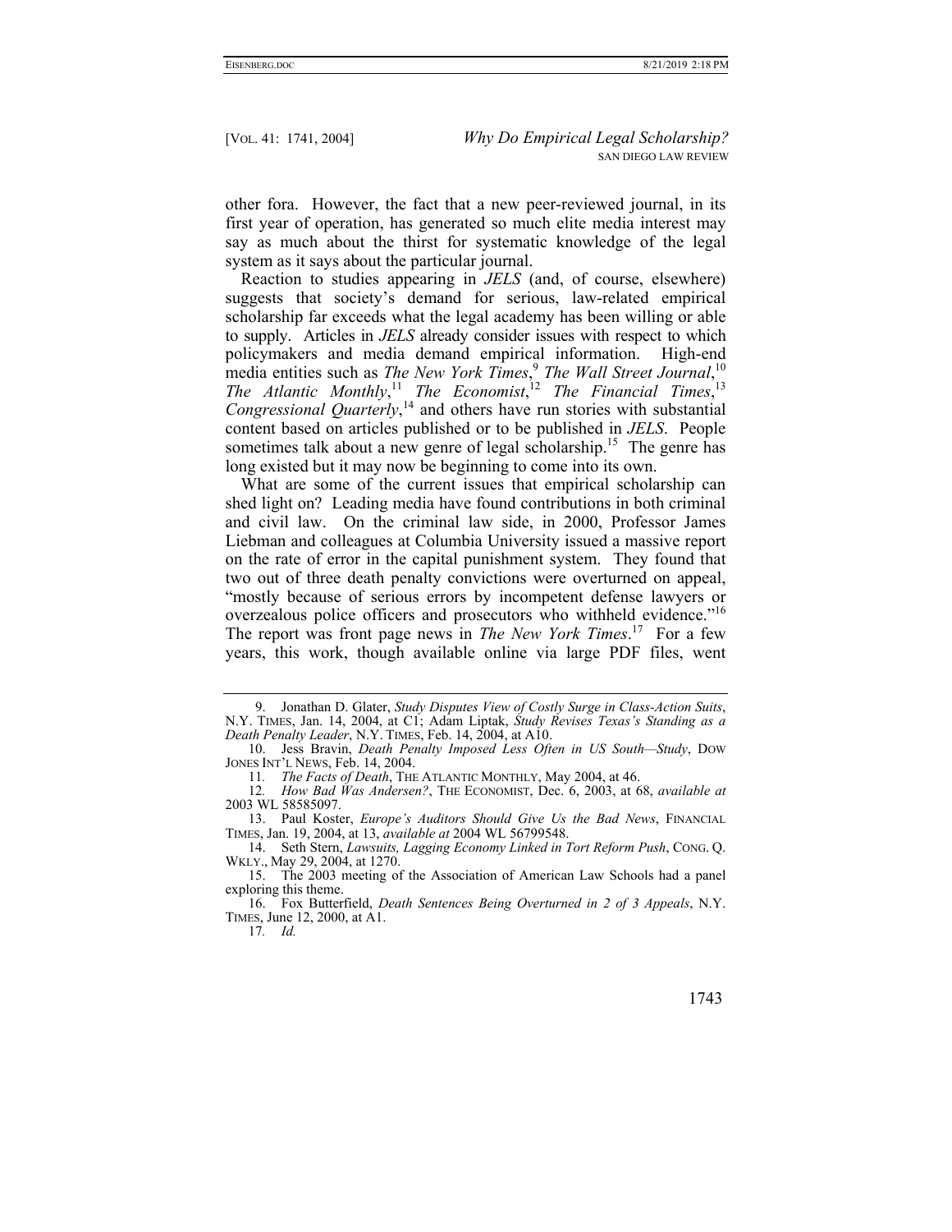other fora. However, the fact that a new peer-reviewed journal, in its first year of operation, has generated so much elite media interest may say as much about the thirst for systematic knowledge of the legal system as it says about the particular journal.

Reaction to studies appearing in *JELS* (and, of course, elsewhere) suggests that society's demand for serious, law-related empirical scholarship far exceeds what the legal academy has been willing or able to supply. Articles in *JELS* already consider issues with respect to which policymakers and media demand empirical information. High-end media entities such as *The New York Times*,[9] *The Wall Street Journal*,[10] *The Atlantic Monthly*,[11] *The Economist*,[12] *The Financial Times*,[13] *Congressional Quarterly*,[14] and others have run stories with substantial content based on articles published or to be published in *JELS*. People sometimes talk about a new genre of legal scholarship.[15] The genre has long existed but it may now be beginning to come into its own.

What are some of the current issues that empirical scholarship can shed light on? Leading media have found contributions in both criminal and civil law. On the criminal law side, in 2000, Professor James Liebman and colleagues at Columbia University issued a massive report on the rate of error in the capital punishment system. They found that two out of three death penalty convictions were overturned on appeal, "mostly because of serious errors by incompetent defense lawyers or overzealous police officers and prosecutors who withheld evidence."[16] The report was front page news in *The New York Times*.[17] For a few years, this work, though available online via large PDF files, went

---

9. Jonathan D. Glater, *Study Disputes View of Costly Surge in Class-Action Suits*, N.Y. TIMES, Jan. 14, 2004, at C1; Adam Liptak, *Study Revises Texas's Standing as a Death Penalty Leader*, N.Y. TIMES, Feb. 14, 2004, at A10.

10. Jess Bravin, *Death Penalty Imposed Less Often in US South—Study*, DOW JONES INT'L NEWS, Feb. 14, 2004.

11. *The Facts of Death*, THE ATLANTIC MONTHLY, May 2004, at 46.

12. *How Bad Was Andersen?*, THE ECONOMIST, Dec. 6, 2003, at 68, *available at* 2003 WL 58585097.

13. Paul Koster, *Europe's Auditors Should Give Us the Bad News*, FINANCIAL TIMES, Jan. 19, 2004, at 13, *available at* 2004 WL 56799548.

14. Seth Stern, *Lawsuits, Lagging Economy Linked in Tort Reform Push*, CONG. Q. WKLY., May 29, 2004, at 1270.

15. The 2003 meeting of the Association of American Law Schools had a panel exploring this theme.

16. Fox Butterfield, *Death Sentences Being Overturned in 2 of 3 Appeals*, N.Y. TIMES, June 12, 2000, at A1.

17. *Id.*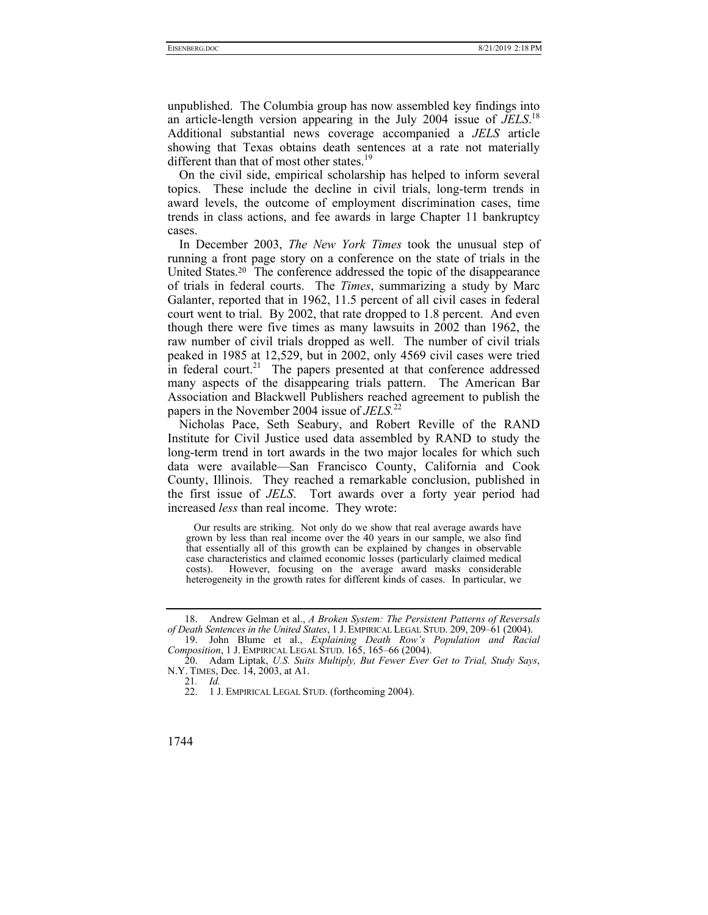unpublished. The Columbia group has now assembled key findings into an article-length version appearing in the July 2004 issue of *JELS*.[18] Additional substantial news coverage accompanied a *JELS* article showing that Texas obtains death sentences at a rate not materially different than that of most other states.[19]

On the civil side, empirical scholarship has helped to inform several topics. These include the decline in civil trials, long-term trends in award levels, the outcome of employment discrimination cases, time trends in class actions, and fee awards in large Chapter 11 bankruptcy cases.

In December 2003, *The New York Times* took the unusual step of running a front page story on a conference on the state of trials in the United States.[20] The conference addressed the topic of the disappearance of trials in federal courts. The *Times*, summarizing a study by Marc Galanter, reported that in 1962, 11.5 percent of all civil cases in federal court went to trial. By 2002, that rate dropped to 1.8 percent. And even though there were five times as many lawsuits in 2002 than 1962, the raw number of civil trials dropped as well. The number of civil trials peaked in 1985 at 12,529, but in 2002, only 4569 civil cases were tried in federal court.[21] The papers presented at that conference addressed many aspects of the disappearing trials pattern. The American Bar Association and Blackwell Publishers reached agreement to publish the papers in the November 2004 issue of *JELS.*[22]

Nicholas Pace, Seth Seabury, and Robert Reville of the RAND Institute for Civil Justice used data assembled by RAND to study the long-term trend in tort awards in the two major locales for which such data were available—San Francisco County, California and Cook County, Illinois. They reached a remarkable conclusion, published in the first issue of *JELS*. Tort awards over a forty year period had increased *less* than real income. They wrote:

> Our results are striking. Not only do we show that real average awards have grown by less than real income over the 40 years in our sample, we also find that essentially all of this growth can be explained by changes in observable case characteristics and claimed economic losses (particularly claimed medical costs). However, focusing on the average award masks considerable heterogeneity in the growth rates for different kinds of cases. In particular, we

---

18. Andrew Gelman et al., *A Broken System: The Persistent Patterns of Reversals of Death Sentences in the United States*, 1 J. EMPIRICAL LEGAL STUD. 209, 209–61 (2004).

19. John Blume et al., *Explaining Death Row's Population and Racial Composition*, 1 J. EMPIRICAL LEGAL STUD. 165, 165–66 (2004).

20. Adam Liptak, *U.S. Suits Multiply, But Fewer Ever Get to Trial, Study Says*, N.Y. TIMES, Dec. 14, 2003, at A1.

21. *Id.*

22. 1 J. EMPIRICAL LEGAL STUD. (forthcoming 2004).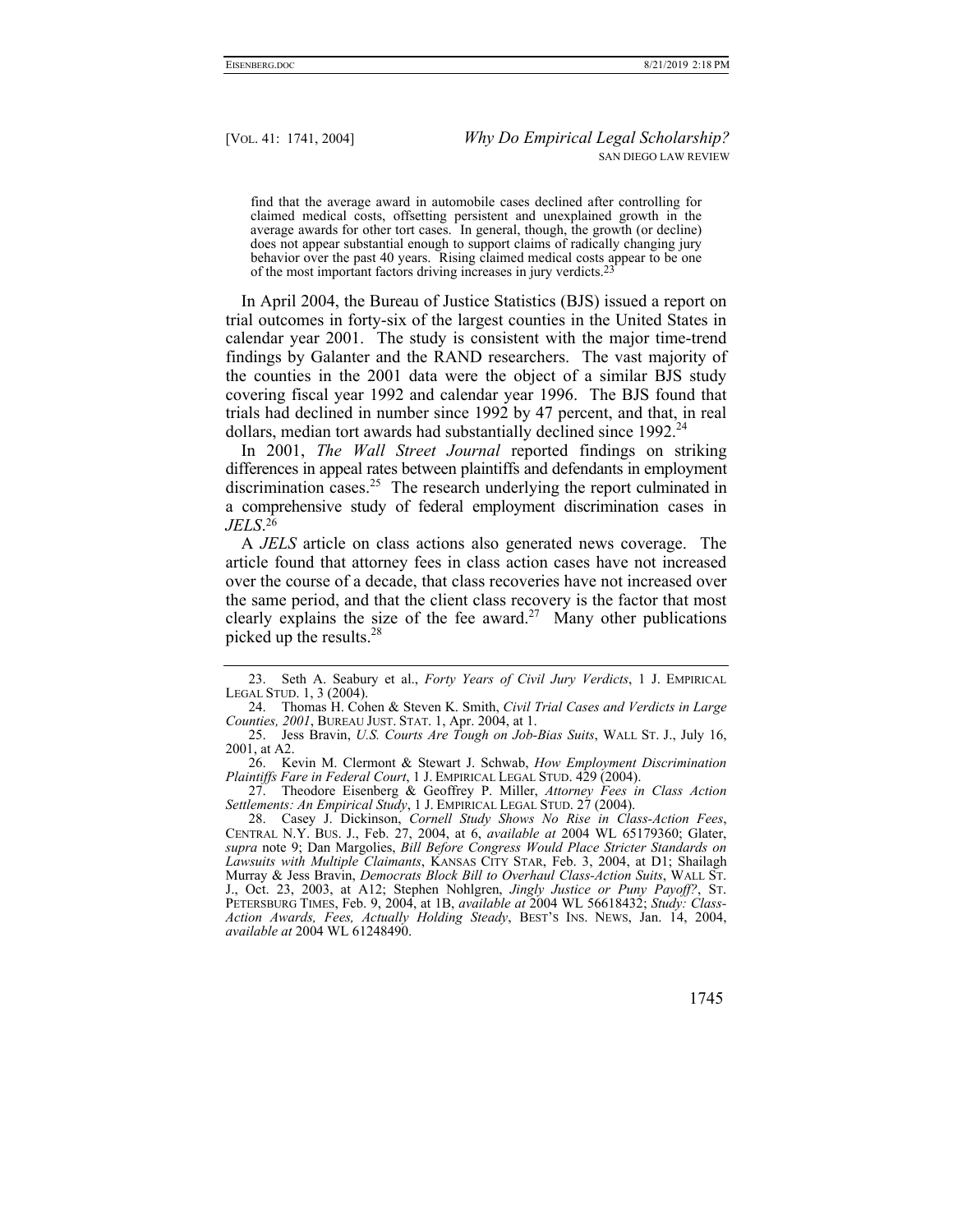> find that the average award in automobile cases declined after controlling for claimed medical costs, offsetting persistent and unexplained growth in the average awards for other tort cases. In general, though, the growth (or decline) does not appear substantial enough to support claims of radically changing jury behavior over the past 40 years. Rising claimed medical costs appear to be one of the most important factors driving increases in jury verdicts.[23]

In April 2004, the Bureau of Justice Statistics (BJS) issued a report on trial outcomes in forty-six of the largest counties in the United States in calendar year 2001. The study is consistent with the major time-trend findings by Galanter and the RAND researchers. The vast majority of the counties in the 2001 data were the object of a similar BJS study covering fiscal year 1992 and calendar year 1996. The BJS found that trials had declined in number since 1992 by 47 percent, and that, in real dollars, median tort awards had substantially declined since 1992.[24]

In 2001, *The Wall Street Journal* reported findings on striking differences in appeal rates between plaintiffs and defendants in employment discrimination cases.[25] The research underlying the report culminated in a comprehensive study of federal employment discrimination cases in *JELS*.[26]

A *JELS* article on class actions also generated news coverage. The article found that attorney fees in class action cases have not increased over the course of a decade, that class recoveries have not increased over the same period, and that the client class recovery is the factor that most clearly explains the size of the fee award.[27] Many other publications picked up the results.[28]

---

23. Seth A. Seabury et al., *Forty Years of Civil Jury Verdicts*, 1 J. EMPIRICAL LEGAL STUD. 1, 3 (2004).

24. Thomas H. Cohen & Steven K. Smith, *Civil Trial Cases and Verdicts in Large Counties, 2001*, BUREAU JUST. STAT. 1, Apr. 2004, at 1.

25. Jess Bravin, *U.S. Courts Are Tough on Job-Bias Suits*, WALL ST. J., July 16, 2001, at A2.

26. Kevin M. Clermont & Stewart J. Schwab, *How Employment Discrimination Plaintiffs Fare in Federal Court*, 1 J. EMPIRICAL LEGAL STUD. 429 (2004).

27. Theodore Eisenberg & Geoffrey P. Miller, *Attorney Fees in Class Action Settlements: An Empirical Study*, 1 J. EMPIRICAL LEGAL STUD. 27 (2004).

28. Casey J. Dickinson, *Cornell Study Shows No Rise in Class-Action Fees*, CENTRAL N.Y. BUS. J., Feb. 27, 2004, at 6, *available at* 2004 WL 65179360; Glater, *supra* note 9; Dan Margolies, *Bill Before Congress Would Place Stricter Standards on Lawsuits with Multiple Claimants*, KANSAS CITY STAR, Feb. 3, 2004, at D1; Shailagh Murray & Jess Bravin, *Democrats Block Bill to Overhaul Class-Action Suits*, WALL ST. J., Oct. 23, 2003, at A12; Stephen Nohlgren, *Jingly Justice or Puny Payoff?*, ST. PETERSBURG TIMES, Feb. 9, 2004, at 1B, *available at* 2004 WL 56618432; *Study: Class-Action Awards, Fees, Actually Holding Steady*, BEST'S INS. NEWS, Jan. 14, 2004, *available at* 2004 WL 61248490.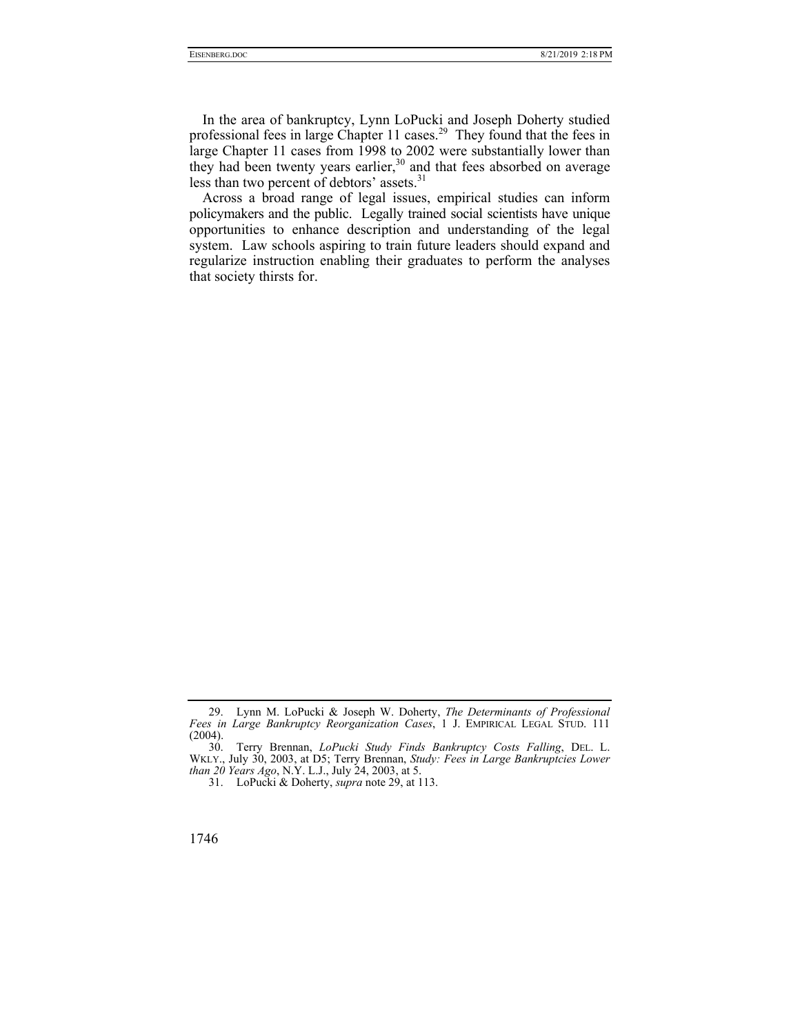In the area of bankruptcy, Lynn LoPucki and Joseph Doherty studied professional fees in large Chapter 11 cases.[29] They found that the fees in large Chapter 11 cases from 1998 to 2002 were substantially lower than they had been twenty years earlier,[30] and that fees absorbed on average less than two percent of debtors' assets.[31]

Across a broad range of legal issues, empirical studies can inform policymakers and the public. Legally trained social scientists have unique opportunities to enhance description and understanding of the legal system. Law schools aspiring to train future leaders should expand and regularize instruction enabling their graduates to perform the analyses that society thirsts for.

---

29. Lynn M. LoPucki & Joseph W. Doherty, *The Determinants of Professional Fees in Large Bankruptcy Reorganization Cases*, 1 J. EMPIRICAL LEGAL STUD. 111 (2004).

30. Terry Brennan, *LoPucki Study Finds Bankruptcy Costs Falling*, DEL. L. WKLY., July 30, 2003, at D5; Terry Brennan, *Study: Fees in Large Bankruptcies Lower than 20 Years Ago*, N.Y. L.J., July 24, 2003, at 5.

31. LoPucki & Doherty, *supra* note 29, at 113.